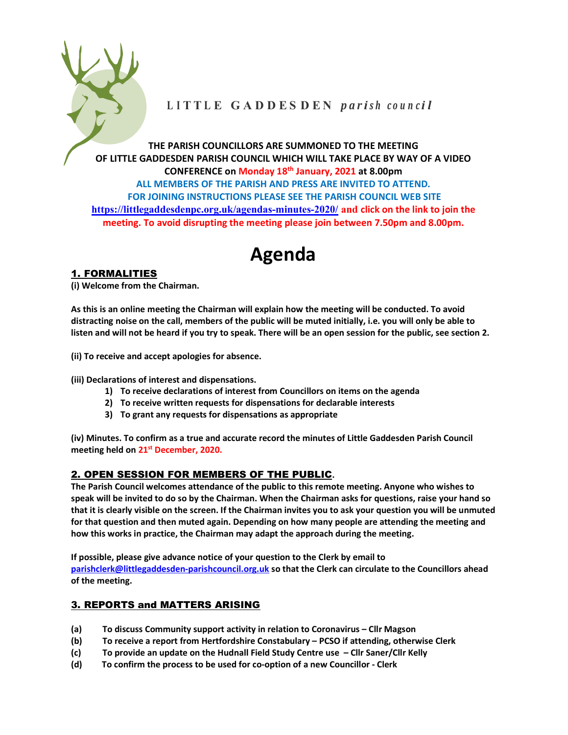**LITTLE GADDESDEN** *parish council*

**THE PARISH COUNCILLORS ARE SUMMONED TO THE MEETING OF LITTLE GADDESDEN PARISH COUNCIL WHICH WILL TAKE PLACE BY WAY OF A VIDEO CONFERENCE on Monday 18th January, 2021 at 8.00pm**

**ALL MEMBERS OF THE PARISH AND PRESS ARE INVITED TO ATTEND.**
**FOR JOINING INSTRUCTIONS PLEASE SEE THE PARISH COUNCIL WEB SITE**
**https://littlegaddesdenpc.org.uk/agendas-minutes-2020/ and click on the link to join the meeting. To avoid disrupting the meeting please join between 7.50pm and 8.00pm.**

# Agenda

## 1. FORMALITIES

**(i) Welcome from the Chairman.**

**As this is an online meeting the Chairman will explain how the meeting will be conducted. To avoid distracting noise on the call, members of the public will be muted initially, i.e. you will only be able to listen and will not be heard if you try to speak. There will be an open session for the public, see section 2.**

**(ii) To receive and accept apologies for absence.**

**(iii) Declarations of interest and dispensations.**

1) **To receive declarations of interest from Councillors on items on the agenda**
2) **To receive written requests for dispensations for declarable interests**
3) **To grant any requests for dispensations as appropriate**

**(iv) Minutes. To confirm as a true and accurate record the minutes of Little Gaddesden Parish Council meeting held on 21st December, 2020.**

## 2. OPEN SESSION FOR MEMBERS OF THE PUBLIC.

**The Parish Council welcomes attendance of the public to this remote meeting. Anyone who wishes to speak will be invited to do so by the Chairman. When the Chairman asks for questions, raise your hand so that it is clearly visible on the screen. If the Chairman invites you to ask your question you will be unmuted for that question and then muted again. Depending on how many people are attending the meeting and how this works in practice, the Chairman may adapt the approach during the meeting.**

**If possible, please give advance notice of your question to the Clerk by email to parishclerk@littlegaddesden-parishcouncil.org.uk so that the Clerk can circulate to the Councillors ahead of the meeting.**

## 3. REPORTS and MATTERS ARISING

- **(a) To discuss Community support activity in relation to Coronavirus – Cllr Magson**
- **(b) To receive a report from Hertfordshire Constabulary – PCSO if attending, otherwise Clerk**
- **(c) To provide an update on the Hudnall Field Study Centre use – Cllr Saner/Cllr Kelly**
- **(d) To confirm the process to be used for co-option of a new Councillor - Clerk**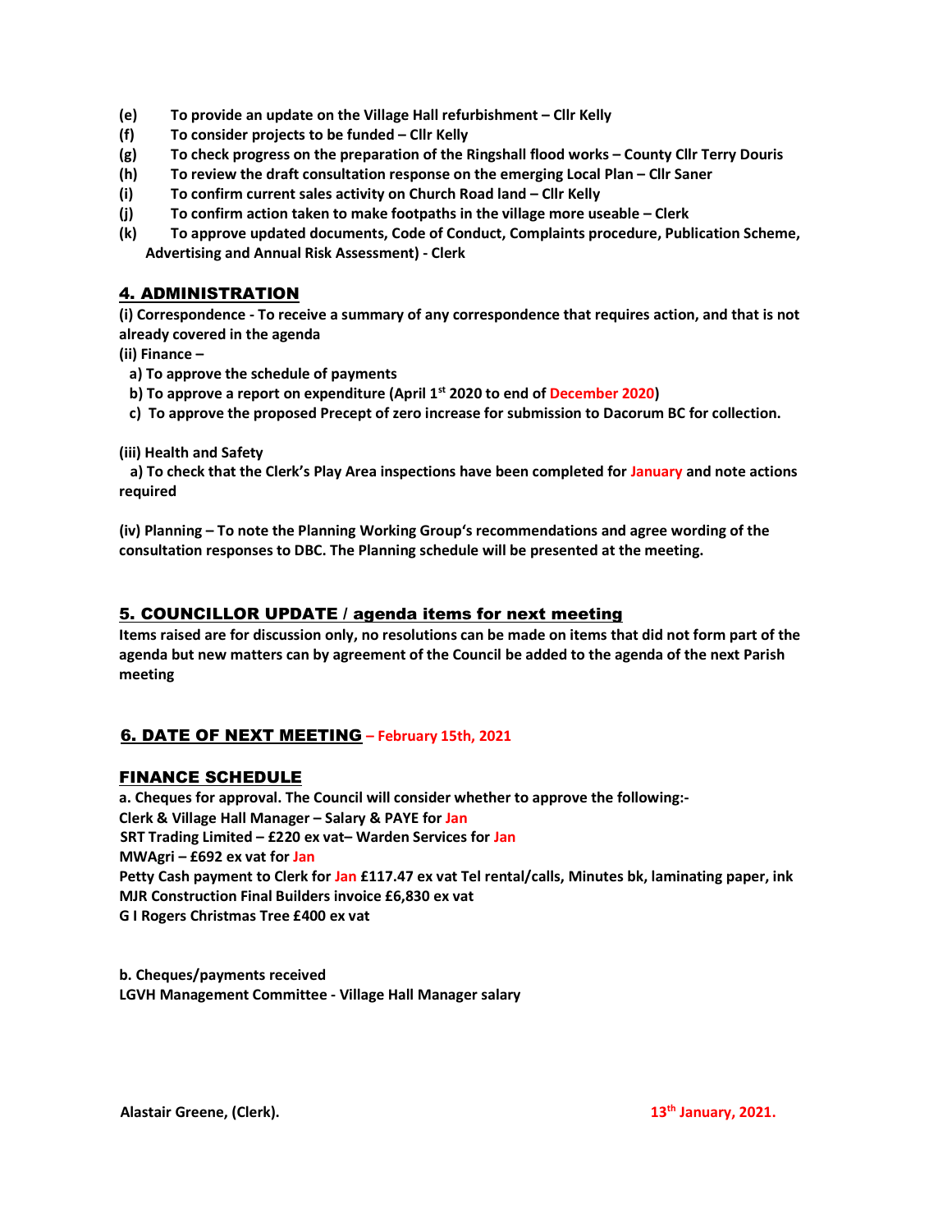**(e)** **To provide an update on the Village Hall refurbishment – Cllr Kelly**
**(f)** **To consider projects to be funded – Cllr Kelly**
**(g)** **To check progress on the preparation of the Ringshall flood works – County Cllr Terry Douris**
**(h)** **To review the draft consultation response on the emerging Local Plan – Cllr Saner**
**(i)** **To confirm current sales activity on Church Road land – Cllr Kelly**
**(j)** **To confirm action taken to make footpaths in the village more useable – Clerk**
**(k)** **To approve updated documents, Code of Conduct, Complaints procedure, Publication Scheme, Advertising and Annual Risk Assessment) - Clerk**

## 4. ADMINISTRATION

**(i) Correspondence - To receive a summary of any correspondence that requires action, and that is not already covered in the agenda**

**(ii) Finance –**

**a) To approve the schedule of payments**

**b) To approve a report on expenditure (April 1st 2020 to end of December 2020)**

**c) To approve the proposed Precept of zero increase for submission to Dacorum BC for collection.**

**(iii) Health and Safety**

**a) To check that the Clerk's Play Area inspections have been completed for January and note actions required**

**(iv) Planning – To note the Planning Working Group's recommendations and agree wording of the consultation responses to DBC. The Planning schedule will be presented at the meeting.**

## 5. COUNCILLOR UPDATE / agenda items for next meeting

**Items raised are for discussion only, no resolutions can be made on items that did not form part of the agenda but new matters can by agreement of the Council be added to the agenda of the next Parish meeting**

## 6. DATE OF NEXT MEETING – February 15th, 2021

## FINANCE SCHEDULE

**a. Cheques for approval. The Council will consider whether to approve the following:-**
**Clerk & Village Hall Manager – Salary & PAYE for Jan**
**SRT Trading Limited – £220 ex vat– Warden Services for Jan**
**MWAgri – £692 ex vat for Jan**
**Petty Cash payment to Clerk for Jan £117.47 ex vat Tel rental/calls, Minutes bk, laminating paper, ink**
**MJR Construction Final Builders invoice £6,830 ex vat**
**G I Rogers Christmas Tree £400 ex vat**

**b. Cheques/payments received**
**LGVH Management Committee - Village Hall Manager salary**

**Alastair Greene, (Clerk).** **13th January, 2021.**